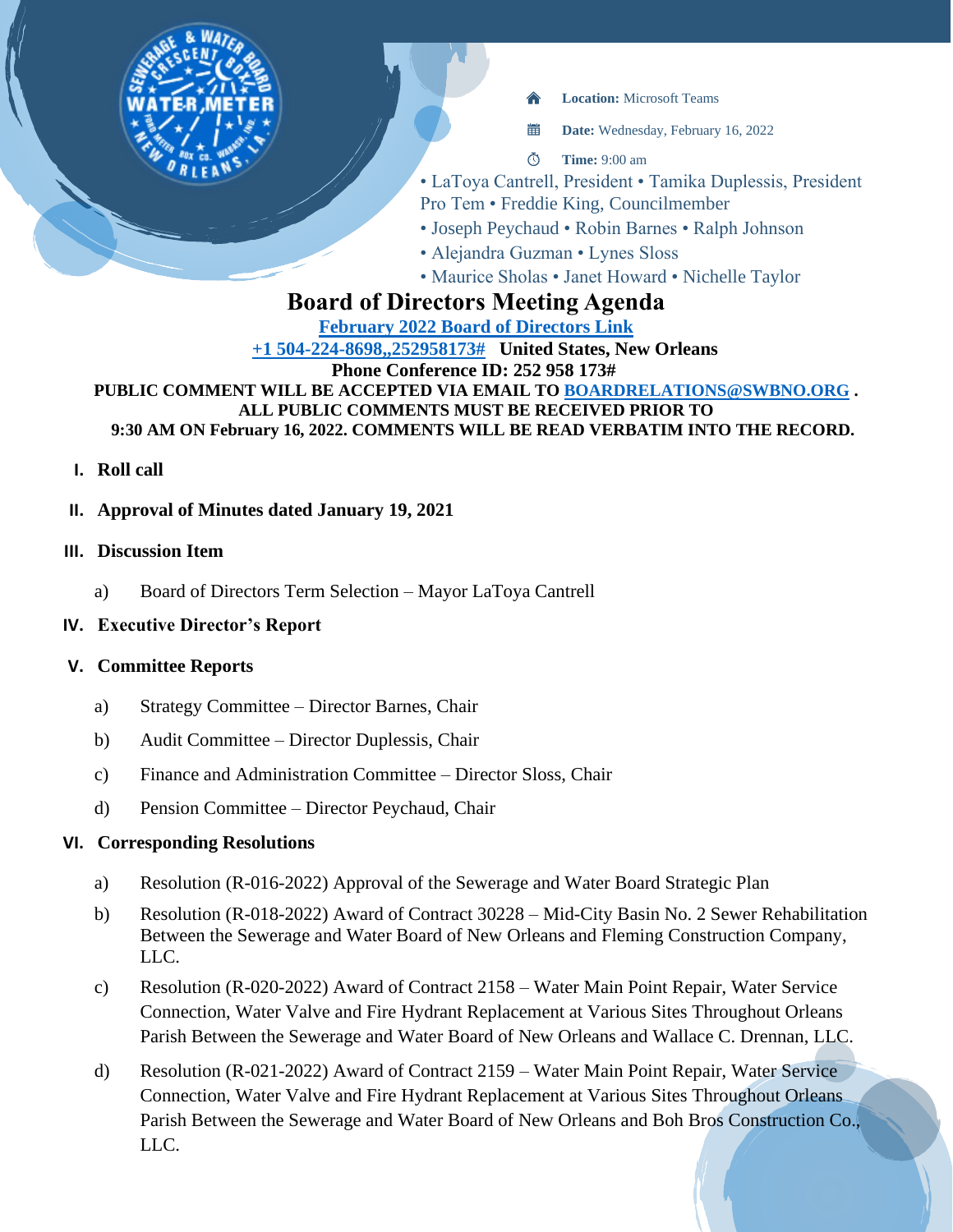**Location:** Microsoft Teams

**Date:** Wednesday, February 16, 2022

**Time:** 9:00 am

• LaToya Cantrell, President • Tamika Duplessis, President Pro Tem • Freddie King, Councilmember
• Joseph Peychaud • Robin Barnes • Ralph Johnson
• Alejandra Guzman • Lynes Sloss
• Maurice Sholas • Janet Howard • Nichelle Taylor

# Board of Directors Meeting Agenda

**February 2022 Board of Directors Link**

**+1 504-224-8698,,252958173# United States, New Orleans**

**Phone Conference ID: 252 958 173#**

**PUBLIC COMMENT WILL BE ACCEPTED VIA EMAIL TO BOARDRELATIONS@SWBNO.ORG .**
**ALL PUBLIC COMMENTS MUST BE RECEIVED PRIOR TO**
**9:30 AM ON February 16, 2022. COMMENTS WILL BE READ VERBATIM INTO THE RECORD.**

I. **Roll call**

II. **Approval of Minutes dated January 19, 2021**

III. **Discussion Item**

   a) Board of Directors Term Selection – Mayor LaToya Cantrell

IV. **Executive Director's Report**

V. **Committee Reports**

   a) Strategy Committee – Director Barnes, Chair
   b) Audit Committee – Director Duplessis, Chair
   c) Finance and Administration Committee – Director Sloss, Chair
   d) Pension Committee – Director Peychaud, Chair

VI. **Corresponding Resolutions**

   a) Resolution (R-016-2022) Approval of the Sewerage and Water Board Strategic Plan
   b) Resolution (R-018-2022) Award of Contract 30228 – Mid-City Basin No. 2 Sewer Rehabilitation Between the Sewerage and Water Board of New Orleans and Fleming Construction Company, LLC.
   c) Resolution (R-020-2022) Award of Contract 2158 – Water Main Point Repair, Water Service Connection, Water Valve and Fire Hydrant Replacement at Various Sites Throughout Orleans Parish Between the Sewerage and Water Board of New Orleans and Wallace C. Drennan, LLC.
   d) Resolution (R-021-2022) Award of Contract 2159 – Water Main Point Repair, Water Service Connection, Water Valve and Fire Hydrant Replacement at Various Sites Throughout Orleans Parish Between the Sewerage and Water Board of New Orleans and Boh Bros Construction Co., LLC.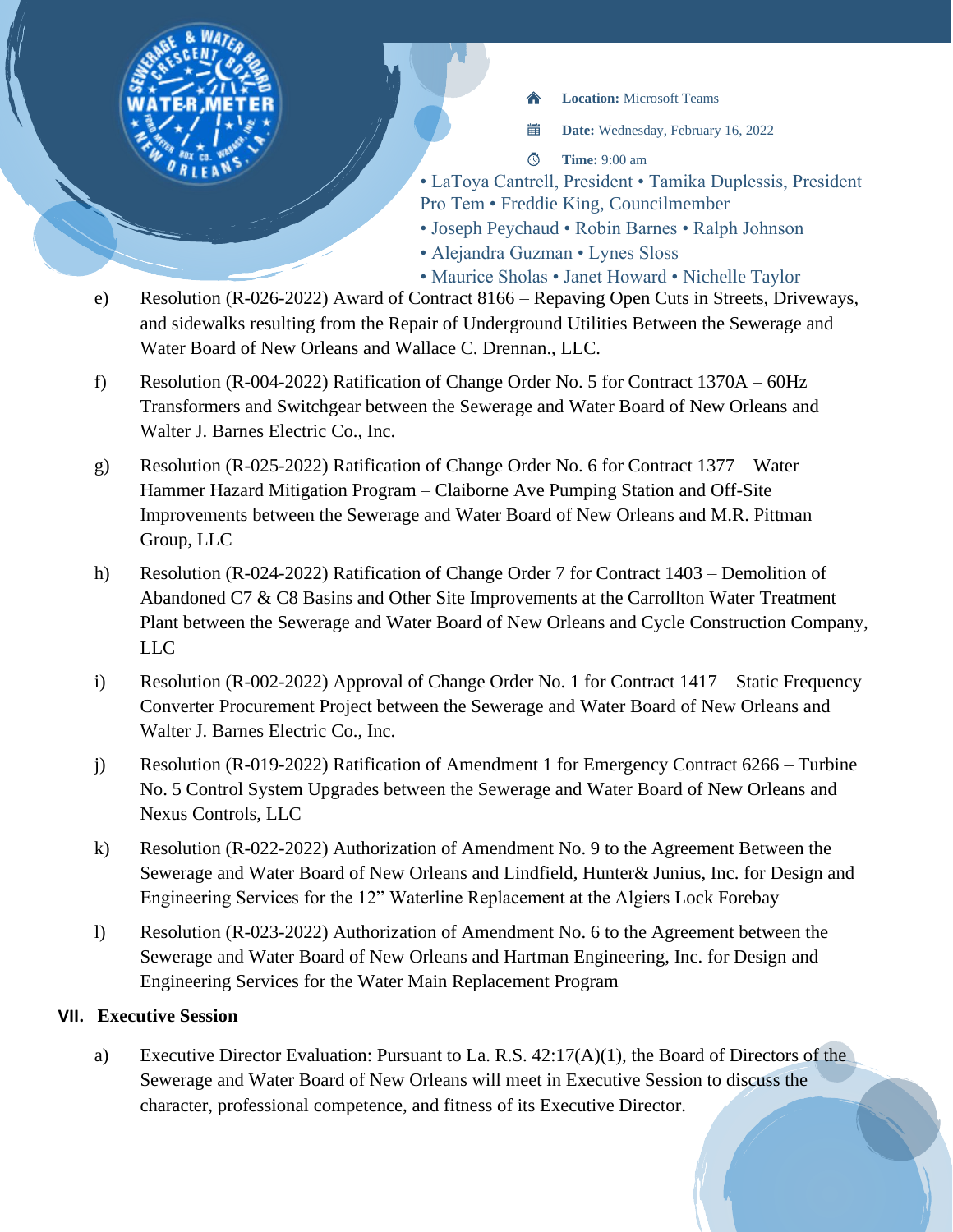- **Location:** Microsoft Teams
- **Date:** Wednesday, February 16, 2022
- **Time:** 9:00 am

• LaToya Cantrell, President • Tamika Duplessis, President Pro Tem • Freddie King, Councilmember
• Joseph Peychaud • Robin Barnes • Ralph Johnson
• Alejandra Guzman • Lynes Sloss
• Maurice Sholas • Janet Howard • Nichelle Taylor

e) Resolution (R-026-2022) Award of Contract 8166 – Repaving Open Cuts in Streets, Driveways, and sidewalks resulting from the Repair of Underground Utilities Between the Sewerage and Water Board of New Orleans and Wallace C. Drennan., LLC.

f) Resolution (R-004-2022) Ratification of Change Order No. 5 for Contract 1370A – 60Hz Transformers and Switchgear between the Sewerage and Water Board of New Orleans and Walter J. Barnes Electric Co., Inc.

g) Resolution (R-025-2022) Ratification of Change Order No. 6 for Contract 1377 – Water Hammer Hazard Mitigation Program – Claiborne Ave Pumping Station and Off-Site Improvements between the Sewerage and Water Board of New Orleans and M.R. Pittman Group, LLC

h) Resolution (R-024-2022) Ratification of Change Order 7 for Contract 1403 – Demolition of Abandoned C7 & C8 Basins and Other Site Improvements at the Carrollton Water Treatment Plant between the Sewerage and Water Board of New Orleans and Cycle Construction Company, LLC

i) Resolution (R-002-2022) Approval of Change Order No. 1 for Contract 1417 – Static Frequency Converter Procurement Project between the Sewerage and Water Board of New Orleans and Walter J. Barnes Electric Co., Inc.

j) Resolution (R-019-2022) Ratification of Amendment 1 for Emergency Contract 6266 – Turbine No. 5 Control System Upgrades between the Sewerage and Water Board of New Orleans and Nexus Controls, LLC

k) Resolution (R-022-2022) Authorization of Amendment No. 9 to the Agreement Between the Sewerage and Water Board of New Orleans and Lindfield, Hunter& Junius, Inc. for Design and Engineering Services for the 12" Waterline Replacement at the Algiers Lock Forebay

l) Resolution (R-023-2022) Authorization of Amendment No. 6 to the Agreement between the Sewerage and Water Board of New Orleans and Hartman Engineering, Inc. for Design and Engineering Services for the Water Main Replacement Program

## VII. Executive Session

a) Executive Director Evaluation: Pursuant to La. R.S. 42:17(A)(1), the Board of Directors of the Sewerage and Water Board of New Orleans will meet in Executive Session to discuss the character, professional competence, and fitness of its Executive Director.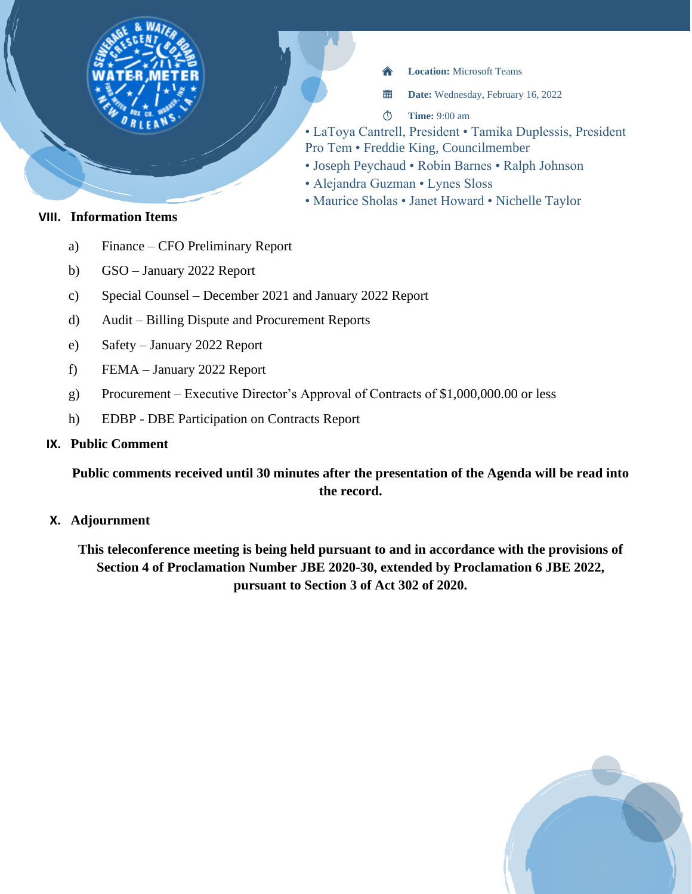**Location:** Microsoft Teams

**Date:** Wednesday, February 16, 2022

**Time:** 9:00 am

• LaToya Cantrell, President • Tamika Duplessis, President Pro Tem • Freddie King, Councilmember
• Joseph Peychaud • Robin Barnes • Ralph Johnson
• Alejandra Guzman • Lynes Sloss
• Maurice Sholas • Janet Howard • Nichelle Taylor

## VIII. Information Items

a) Finance – CFO Preliminary Report

b) GSO – January 2022 Report

c) Special Counsel – December 2021 and January 2022 Report

d) Audit – Billing Dispute and Procurement Reports

e) Safety – January 2022 Report

f) FEMA – January 2022 Report

g) Procurement – Executive Director's Approval of Contracts of $1,000,000.00 or less

h) EDBP - DBE Participation on Contracts Report

## IX. Public Comment

**Public comments received until 30 minutes after the presentation of the Agenda will be read into the record.**

## X. Adjournment

**This teleconference meeting is being held pursuant to and in accordance with the provisions of Section 4 of Proclamation Number JBE 2020-30, extended by Proclamation 6 JBE 2022, pursuant to Section 3 of Act 302 of 2020.**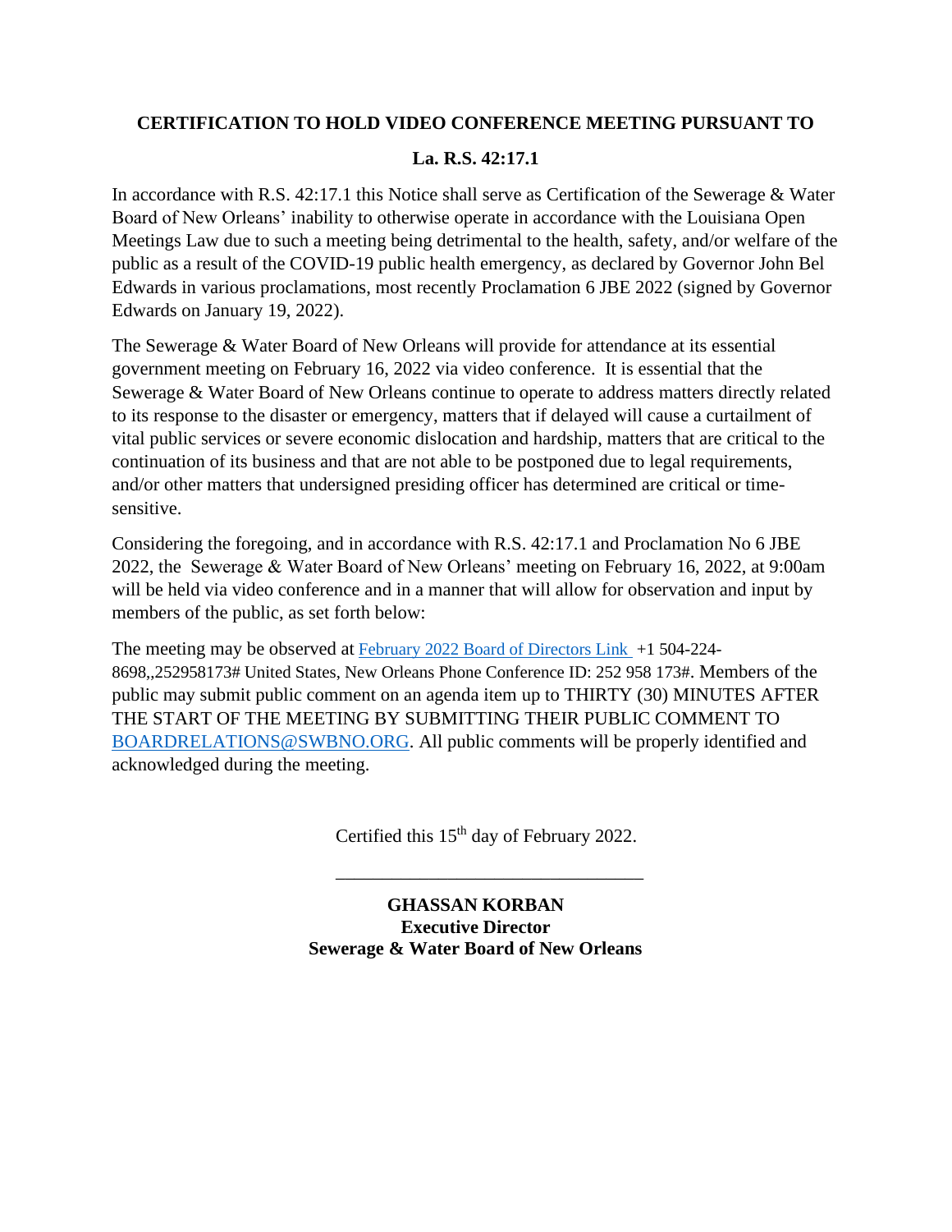**CERTIFICATION TO HOLD VIDEO CONFERENCE MEETING PURSUANT TO**

**La. R.S. 42:17.1**

In accordance with R.S. 42:17.1 this Notice shall serve as Certification of the Sewerage & Water Board of New Orleans' inability to otherwise operate in accordance with the Louisiana Open Meetings Law due to such a meeting being detrimental to the health, safety, and/or welfare of the public as a result of the COVID-19 public health emergency, as declared by Governor John Bel Edwards in various proclamations, most recently Proclamation 6 JBE 2022 (signed by Governor Edwards on January 19, 2022).

The Sewerage & Water Board of New Orleans will provide for attendance at its essential government meeting on February 16, 2022 via video conference. It is essential that the Sewerage & Water Board of New Orleans continue to operate to address matters directly related to its response to the disaster or emergency, matters that if delayed will cause a curtailment of vital public services or severe economic dislocation and hardship, matters that are critical to the continuation of its business and that are not able to be postponed due to legal requirements, and/or other matters that undersigned presiding officer has determined are critical or time-sensitive.

Considering the foregoing, and in accordance with R.S. 42:17.1 and Proclamation No 6 JBE 2022, the Sewerage & Water Board of New Orleans' meeting on February 16, 2022, at 9:00am will be held via video conference and in a manner that will allow for observation and input by members of the public, as set forth below:

The meeting may be observed at February 2022 Board of Directors Link +1 504-224-8698,,252958173# United States, New Orleans Phone Conference ID: 252 958 173#. Members of the public may submit public comment on an agenda item up to THIRTY (30) MINUTES AFTER THE START OF THE MEETING BY SUBMITTING THEIR PUBLIC COMMENT TO BOARDRELATIONS@SWBNO.ORG. All public comments will be properly identified and acknowledged during the meeting.

Certified this 15th day of February 2022.

\_\_\_\_\_\_\_\_\_\_\_\_\_\_\_\_\_\_\_\_\_\_\_\_\_\_\_\_\_\_\_\_\_\_

**GHASSAN KORBAN**
**Executive Director**
**Sewerage & Water Board of New Orleans**